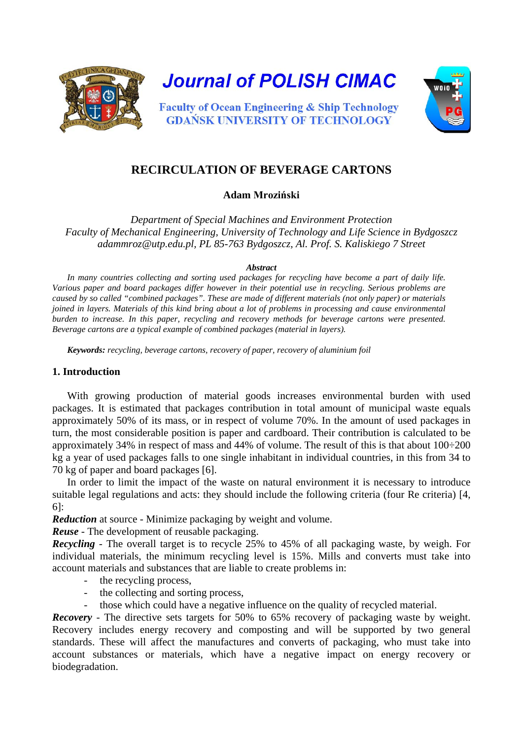# Journal of POLISH CIMAC

Faculty of Ocean Engineering & Ship Technology
GDAŃSK UNIVERSITY OF TECHNOLOGY

## RECIRCULATION OF BEVERAGE CARTONS

**Adam Mroziński**

*Department of Special Machines and Environment Protection*
*Faculty of Mechanical Engineering, University of Technology and Life Science in Bydgoszcz*
*adammroz@utp.edu.pl, PL 85-763 Bydgoszcz, Al. Prof. S. Kaliskiego 7 Street*

***Abstract***

*In many countries collecting and sorting used packages for recycling have become a part of daily life. Various paper and board packages differ however in their potential use in recycling. Serious problems are caused by so called "combined packages". These are made of different materials (not only paper) or materials joined in layers. Materials of this kind bring about a lot of problems in processing and cause environmental burden to increase. In this paper, recycling and recovery methods for beverage cartons were presented. Beverage cartons are a typical example of combined packages (material in layers).*

***Keywords:*** *recycling, beverage cartons, recovery of paper, recovery of aluminium foil*

### 1. Introduction

With growing production of material goods increases environmental burden with used packages. It is estimated that packages contribution in total amount of municipal waste equals approximately 50% of its mass, or in respect of volume 70%. In the amount of used packages in turn, the most considerable position is paper and cardboard. Their contribution is calculated to be approximately 34% in respect of mass and 44% of volume. The result of this is that about 100÷200 kg a year of used packages falls to one single inhabitant in individual countries, in this from 34 to 70 kg of paper and board packages [6].

In order to limit the impact of the waste on natural environment it is necessary to introduce suitable legal regulations and acts: they should include the following criteria (four Re criteria) [4, 6]:

***Reduction*** at source - Minimize packaging by weight and volume.

***Reuse*** - The development of reusable packaging.

***Recycling*** - The overall target is to recycle 25% to 45% of all packaging waste, by weigh. For individual materials, the minimum recycling level is 15%. Mills and converts must take into account materials and substances that are liable to create problems in:

- the recycling process,
- the collecting and sorting process,
- those which could have a negative influence on the quality of recycled material.

***Recovery*** - The directive sets targets for 50% to 65% recovery of packaging waste by weight. Recovery includes energy recovery and composting and will be supported by two general standards. These will affect the manufactures and converts of packaging, who must take into account substances or materials, which have a negative impact on energy recovery or biodegradation.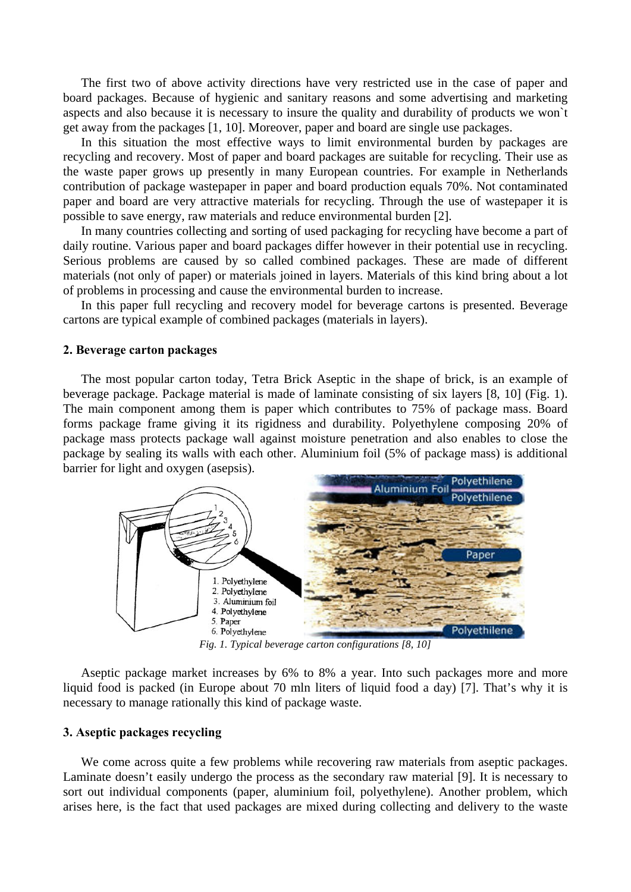The first two of above activity directions have very restricted use in the case of paper and board packages. Because of hygienic and sanitary reasons and some advertising and marketing aspects and also because it is necessary to insure the quality and durability of products we won`t get away from the packages [1, 10]. Moreover, paper and board are single use packages.

In this situation the most effective ways to limit environmental burden by packages are recycling and recovery. Most of paper and board packages are suitable for recycling. Their use as the waste paper grows up presently in many European countries. For example in Netherlands contribution of package wastepaper in paper and board production equals 70%. Not contaminated paper and board are very attractive materials for recycling. Through the use of wastepaper it is possible to save energy, raw materials and reduce environmental burden [2].

In many countries collecting and sorting of used packaging for recycling have become a part of daily routine. Various paper and board packages differ however in their potential use in recycling. Serious problems are caused by so called combined packages. These are made of different materials (not only of paper) or materials joined in layers. Materials of this kind bring about a lot of problems in processing and cause the environmental burden to increase.

In this paper full recycling and recovery model for beverage cartons is presented. Beverage cartons are typical example of combined packages (materials in layers).

## 2. Beverage carton packages

The most popular carton today, Tetra Brick Aseptic in the shape of brick, is an example of beverage package. Package material is made of laminate consisting of six layers [8, 10] (Fig. 1). The main component among them is paper which contributes to 75% of package mass. Board forms package frame giving it its rigidness and durability. Polyethylene composing 20% of package mass protects package wall against moisture penetration and also enables to close the package by sealing its walls with each other. Aluminium foil (5% of package mass) is additional barrier for light and oxygen (asepsis).

*Fig. 1. Typical beverage carton configurations [8, 10]*

Aseptic package market increases by 6% to 8% a year. Into such packages more and more liquid food is packed (in Europe about 70 mln liters of liquid food a day) [7]. That's why it is necessary to manage rationally this kind of package waste.

## 3. Aseptic packages recycling

We come across quite a few problems while recovering raw materials from aseptic packages. Laminate doesn't easily undergo the process as the secondary raw material [9]. It is necessary to sort out individual components (paper, aluminium foil, polyethylene). Another problem, which arises here, is the fact that used packages are mixed during collecting and delivery to the waste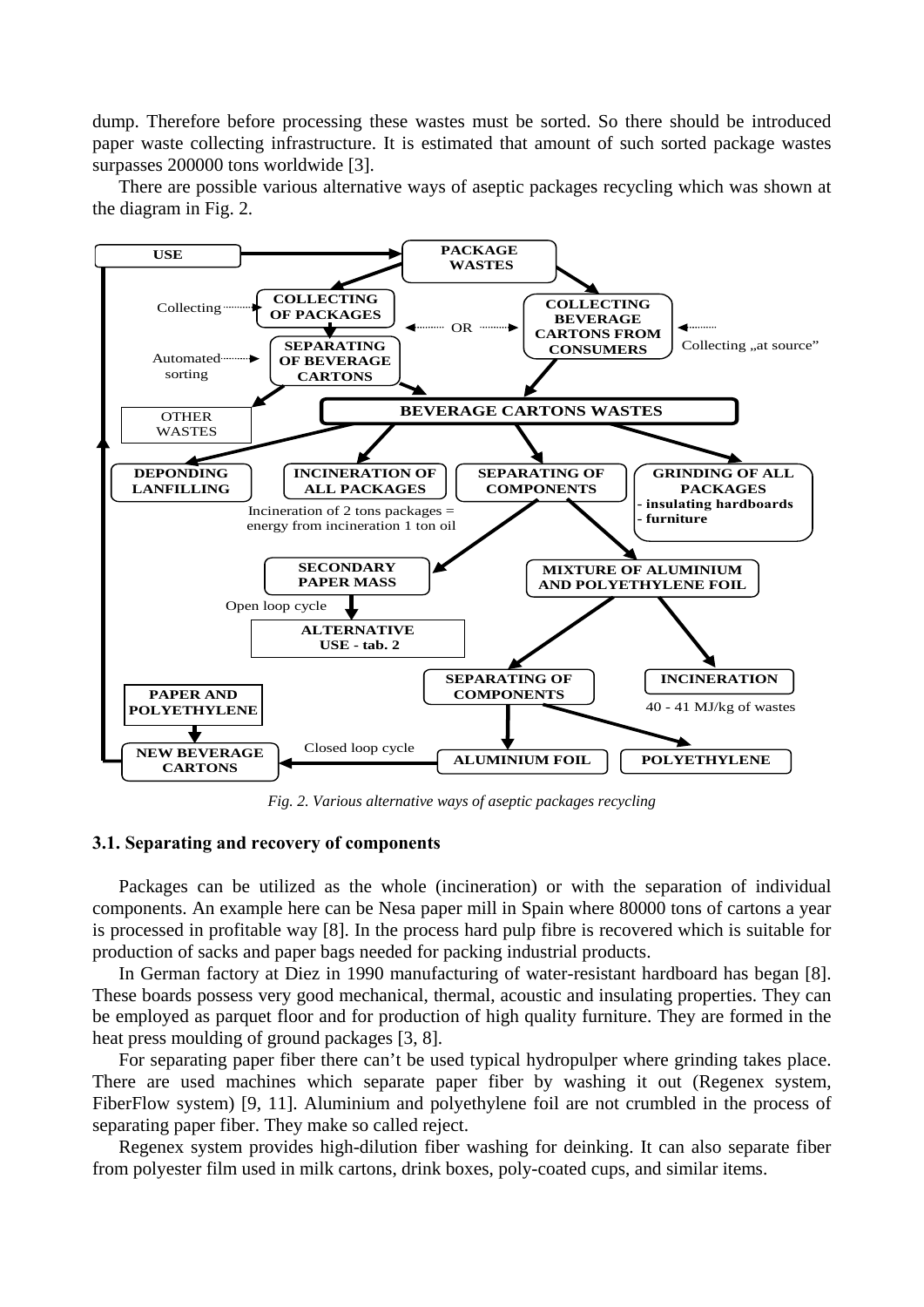dump. Therefore before processing these wastes must be sorted. So there should be introduced paper waste collecting infrastructure. It is estimated that amount of such sorted package wastes surpasses 200000 tons worldwide [3].

There are possible various alternative ways of aseptic packages recycling which was shown at the diagram in Fig. 2.

*Fig. 2. Various alternative ways of aseptic packages recycling*

### 3.1. Separating and recovery of components

Packages can be utilized as the whole (incineration) or with the separation of individual components. An example here can be Nesa paper mill in Spain where 80000 tons of cartons a year is processed in profitable way [8]. In the process hard pulp fibre is recovered which is suitable for production of sacks and paper bags needed for packing industrial products.

In German factory at Diez in 1990 manufacturing of water-resistant hardboard has began [8]. These boards possess very good mechanical, thermal, acoustic and insulating properties. They can be employed as parquet floor and for production of high quality furniture. They are formed in the heat press moulding of ground packages [3, 8].

For separating paper fiber there can't be used typical hydropulper where grinding takes place. There are used machines which separate paper fiber by washing it out (Regenex system, FiberFlow system) [9, 11]. Aluminium and polyethylene foil are not crumbled in the process of separating paper fiber. They make so called reject.

Regenex system provides high-dilution fiber washing for deinking. It can also separate fiber from polyester film used in milk cartons, drink boxes, poly-coated cups, and similar items.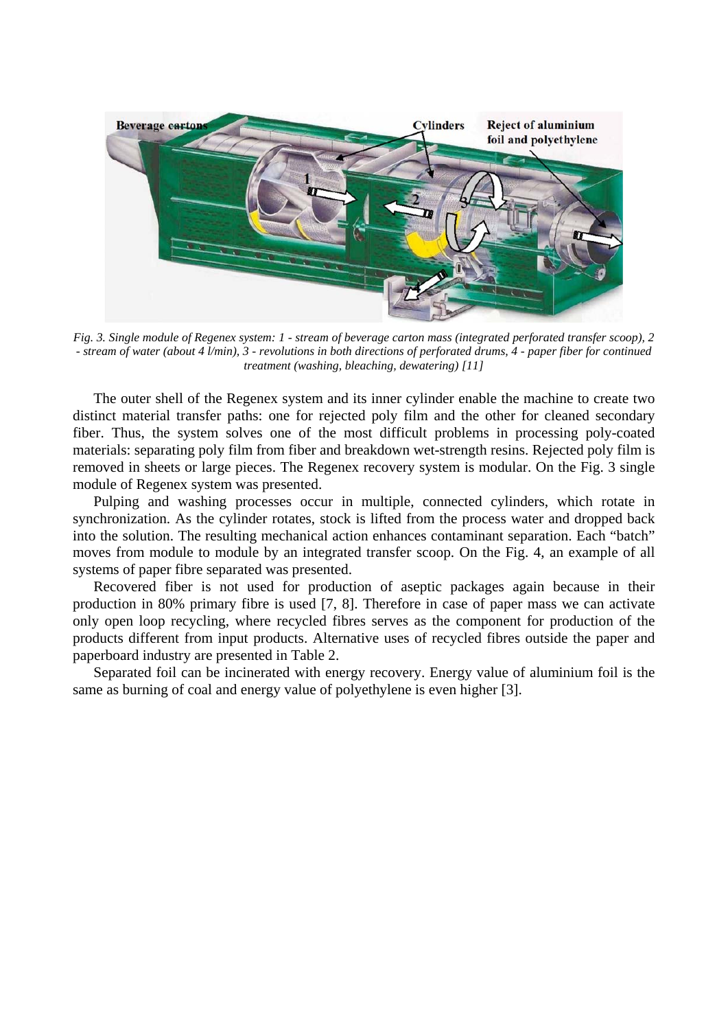*Fig. 3. Single module of Regenex system: 1 - stream of beverage carton mass (integrated perforated transfer scoop), 2 - stream of water (about 4 l/min), 3 - revolutions in both directions of perforated drums, 4 - paper fiber for continued treatment (washing, bleaching, dewatering) [11]*

The outer shell of the Regenex system and its inner cylinder enable the machine to create two distinct material transfer paths: one for rejected poly film and the other for cleaned secondary fiber. Thus, the system solves one of the most difficult problems in processing poly-coated materials: separating poly film from fiber and breakdown wet-strength resins. Rejected poly film is removed in sheets or large pieces. The Regenex recovery system is modular. On the Fig. 3 single module of Regenex system was presented.

Pulping and washing processes occur in multiple, connected cylinders, which rotate in synchronization. As the cylinder rotates, stock is lifted from the process water and dropped back into the solution. The resulting mechanical action enhances contaminant separation. Each "batch" moves from module to module by an integrated transfer scoop. On the Fig. 4, an example of all systems of paper fibre separated was presented.

Recovered fiber is not used for production of aseptic packages again because in their production in 80% primary fibre is used [7, 8]. Therefore in case of paper mass we can activate only open loop recycling, where recycled fibres serves as the component for production of the products different from input products. Alternative uses of recycled fibres outside the paper and paperboard industry are presented in Table 2.

Separated foil can be incinerated with energy recovery. Energy value of aluminium foil is the same as burning of coal and energy value of polyethylene is even higher [3].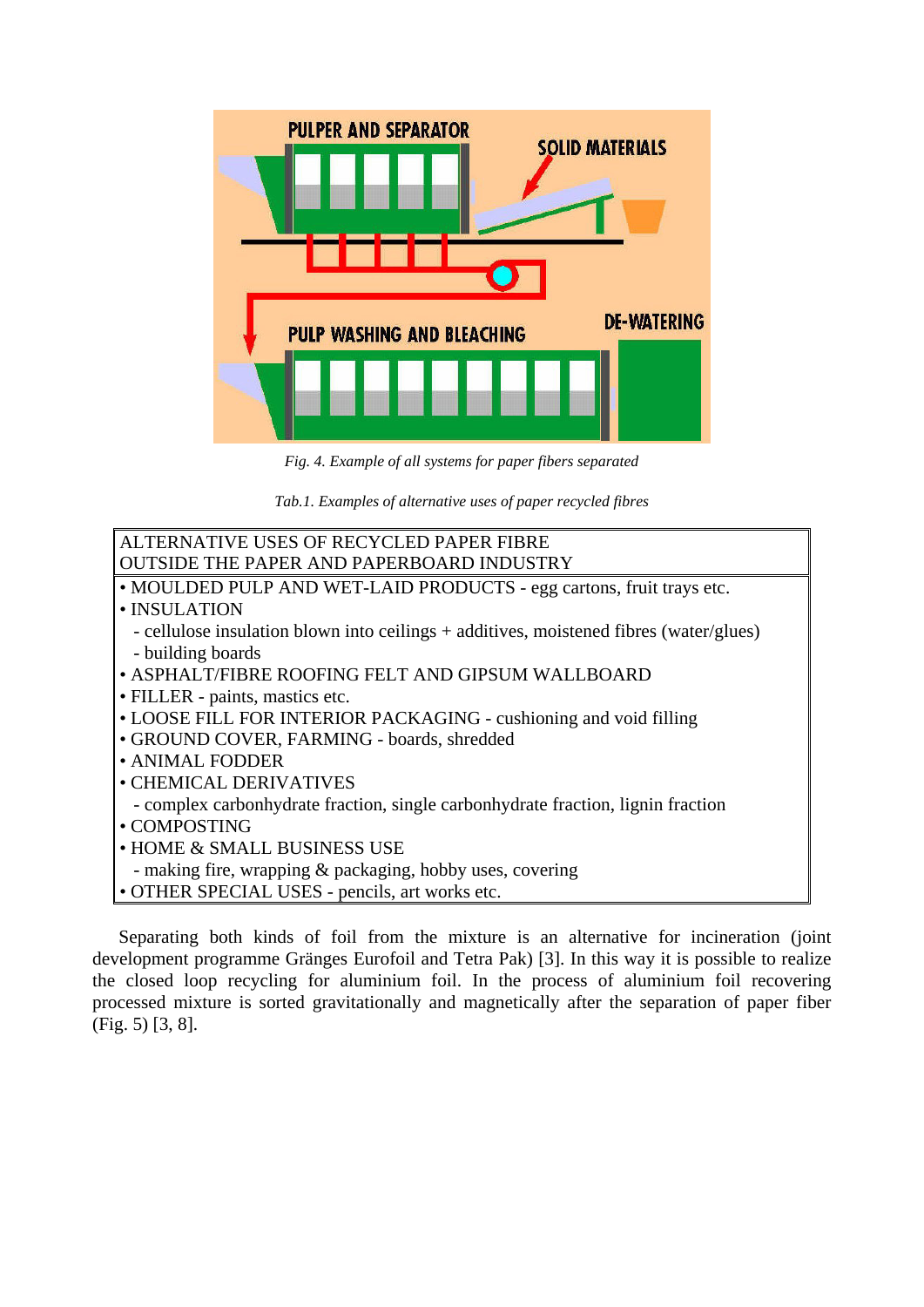*Fig. 4. Example of all systems for paper fibers separated*

*Tab.1. Examples of alternative uses of paper recycled fibres*

| ALTERNATIVE USES OF RECYCLED PAPER FIBRE OUTSIDE THE PAPER AND PAPERBOARD INDUSTRY |
|---|
| • MOULDED PULP AND WET-LAID PRODUCTS - egg cartons, fruit trays etc. |
| • INSULATION |
| - cellulose insulation blown into ceilings + additives, moistened fibres (water/glues) |
| - building boards |
| • ASPHALT/FIBRE ROOFING FELT AND GIPSUM WALLBOARD |
| • FILLER - paints, mastics etc. |
| • LOOSE FILL FOR INTERIOR PACKAGING - cushioning and void filling |
| • GROUND COVER, FARMING - boards, shredded |
| • ANIMAL FODDER |
| • CHEMICAL DERIVATIVES |
| - complex carbonhydrate fraction, single carbonhydrate fraction, lignin fraction |
| • COMPOSTING |
| • HOME & SMALL BUSINESS USE |
| - making fire, wrapping & packaging, hobby uses, covering |
| • OTHER SPECIAL USES - pencils, art works etc. |

Separating both kinds of foil from the mixture is an alternative for incineration (joint development programme Gränges Eurofoil and Tetra Pak) [3]. In this way it is possible to realize the closed loop recycling for aluminium foil. In the process of aluminium foil recovering processed mixture is sorted gravitationally and magnetically after the separation of paper fiber (Fig. 5) [3, 8].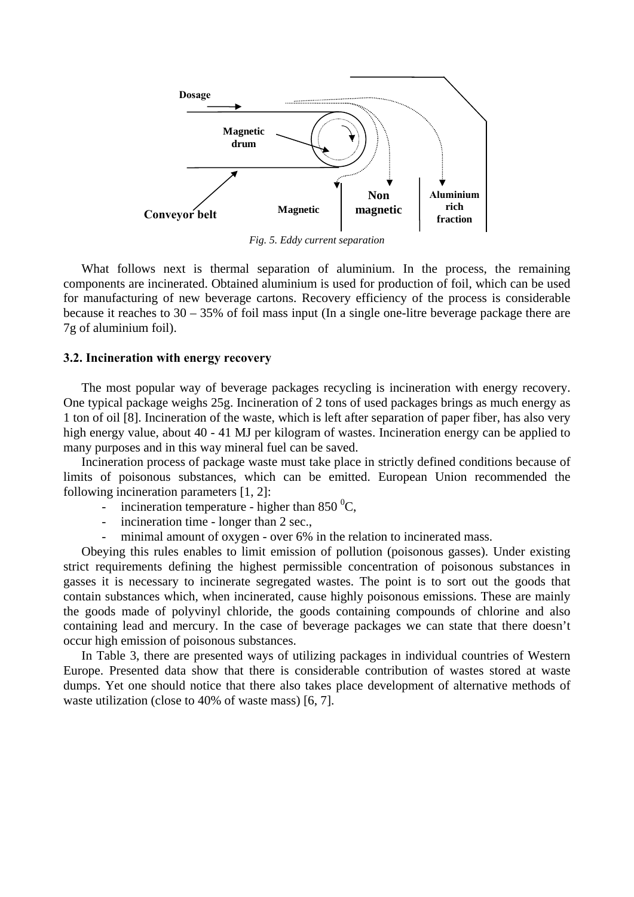Dosage

Magnetic drum

Conveyor belt

Magnetic

Non magnetic

Aluminium rich fraction

*Fig. 5. Eddy current separation*

What follows next is thermal separation of aluminium. In the process, the remaining components are incinerated. Obtained aluminium is used for production of foil, which can be used for manufacturing of new beverage cartons. Recovery efficiency of the process is considerable because it reaches to 30 – 35% of foil mass input (In a single one-litre beverage package there are 7g of aluminium foil).

### 3.2. Incineration with energy recovery

The most popular way of beverage packages recycling is incineration with energy recovery. One typical package weighs 25g. Incineration of 2 tons of used packages brings as much energy as 1 ton of oil [8]. Incineration of the waste, which is left after separation of paper fiber, has also very high energy value, about 40 - 41 MJ per kilogram of wastes. Incineration energy can be applied to many purposes and in this way mineral fuel can be saved.

Incineration process of package waste must take place in strictly defined conditions because of limits of poisonous substances, which can be emitted. European Union recommended the following incineration parameters [1, 2]:

- incineration temperature - higher than 850 $^{0}$C,
- incineration time - longer than 2 sec.,
- minimal amount of oxygen - over 6% in the relation to incinerated mass.

Obeying this rules enables to limit emission of pollution (poisonous gasses). Under existing strict requirements defining the highest permissible concentration of poisonous substances in gasses it is necessary to incinerate segregated wastes. The point is to sort out the goods that contain substances which, when incinerated, cause highly poisonous emissions. These are mainly the goods made of polyvinyl chloride, the goods containing compounds of chlorine and also containing lead and mercury. In the case of beverage packages we can state that there doesn't occur high emission of poisonous substances.

In Table 3, there are presented ways of utilizing packages in individual countries of Western Europe. Presented data show that there is considerable contribution of wastes stored at waste dumps. Yet one should notice that there also takes place development of alternative methods of waste utilization (close to 40% of waste mass) [6, 7].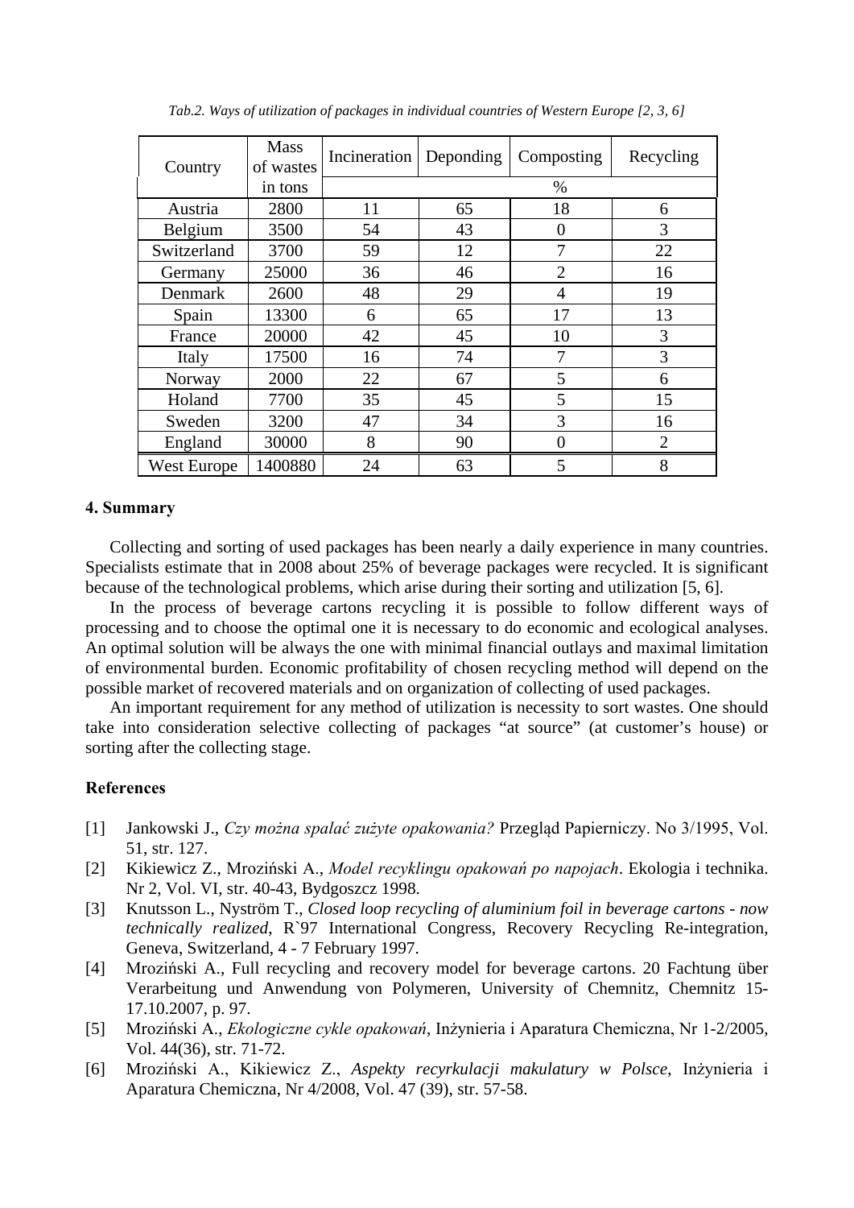*Tab.2. Ways of utilization of packages in individual countries of Western Europe [2, 3, 6]*

| Country | Mass of wastes in tons | Incineration | Deponding | Composting | Recycling |
|---|---|---|---|---|---|
| | | % | | | |
| Austria | 2800 | 11 | 65 | 18 | 6 |
| Belgium | 3500 | 54 | 43 | 0 | 3 |
| Switzerland | 3700 | 59 | 12 | 7 | 22 |
| Germany | 25000 | 36 | 46 | 2 | 16 |
| Denmark | 2600 | 48 | 29 | 4 | 19 |
| Spain | 13300 | 6 | 65 | 17 | 13 |
| France | 20000 | 42 | 45 | 10 | 3 |
| Italy | 17500 | 16 | 74 | 7 | 3 |
| Norway | 2000 | 22 | 67 | 5 | 6 |
| Holand | 7700 | 35 | 45 | 5 | 15 |
| Sweden | 3200 | 47 | 34 | 3 | 16 |
| England | 30000 | 8 | 90 | 0 | 2 |
| West Europe | 1400880 | 24 | 63 | 5 | 8 |

## 4. Summary

Collecting and sorting of used packages has been nearly a daily experience in many countries. Specialists estimate that in 2008 about 25% of beverage packages were recycled. It is significant because of the technological problems, which arise during their sorting and utilization [5, 6].

In the process of beverage cartons recycling it is possible to follow different ways of processing and to choose the optimal one it is necessary to do economic and ecological analyses. An optimal solution will be always the one with minimal financial outlays and maximal limitation of environmental burden. Economic profitability of chosen recycling method will depend on the possible market of recovered materials and on organization of collecting of used packages.

An important requirement for any method of utilization is necessity to sort wastes. One should take into consideration selective collecting of packages "at source" (at customer's house) or sorting after the collecting stage.

## References

[1] Jankowski J., *Czy można spalać zużyte opakowania?* Przegląd Papierniczy. No 3/1995, Vol. 51, str. 127.

[2] Kikiewicz Z., Mroziński A., *Model recyklingu opakowań po napojach*. Ekologia i technika. Nr 2, Vol. VI, str. 40-43, Bydgoszcz 1998.

[3] Knutsson L., Nyström T., *Closed loop recycling of aluminium foil in beverage cartons - now technically realized*, R`97 International Congress, Recovery Recycling Re-integration, Geneva, Switzerland, 4 - 7 February 1997.

[4] Mroziński A., Full recycling and recovery model for beverage cartons. 20 Fachtung über Verarbeitung und Anwendung von Polymeren, University of Chemnitz, Chemnitz 15-17.10.2007, p. 97.

[5] Mroziński A., *Ekologiczne cykle opakowań*, Inżynieria i Aparatura Chemiczna, Nr 1-2/2005, Vol. 44(36), str. 71-72.

[6] Mroziński A., Kikiewicz Z., *Aspekty recyrkulacji makulatury w Polsce*, Inżynieria i Aparatura Chemiczna, Nr 4/2008, Vol. 47 (39), str. 57-58.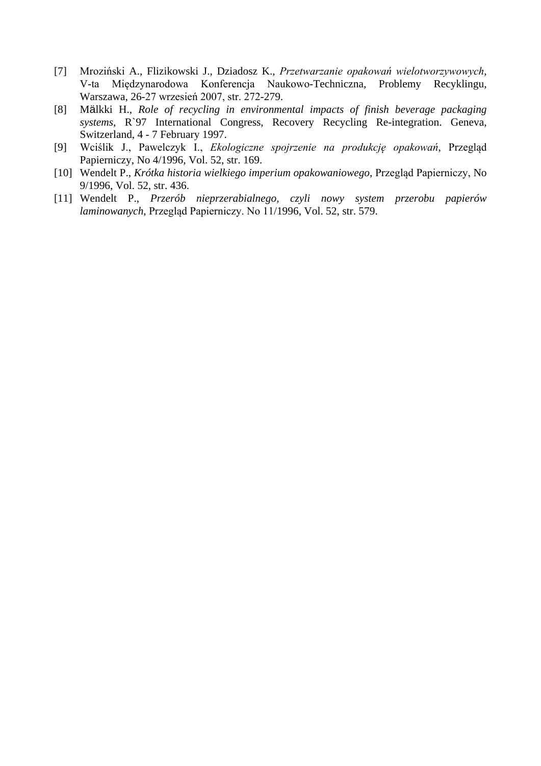[7] Mroziński A., Flizikowski J., Dziadosz K., *Przetwarzanie opakowań wielotworzywowych*, V-ta Międzynarodowa Konferencja Naukowo-Techniczna, Problemy Recyklingu, Warszawa, 26-27 wrzesień 2007, str. 272-279.

[8] Mälkki H., *Role of recycling in environmental impacts of finish beverage packaging systems*, R`97 International Congress, Recovery Recycling Re-integration. Geneva, Switzerland, 4 - 7 February 1997.

[9] Wciślik J., Pawelczyk I., *Ekologiczne spojrzenie na produkcję opakowań*, Przegląd Papierniczy, No 4/1996, Vol. 52, str. 169.

[10] Wendelt P., *Krótka historia wielkiego imperium opakowaniowego*, Przegląd Papierniczy, No 9/1996, Vol. 52, str. 436.

[11] Wendelt P., *Przerób nieprzerabialnego, czyli nowy system przerobu papierów laminowanych*, Przegląd Papierniczy. No 11/1996, Vol. 52, str. 579.